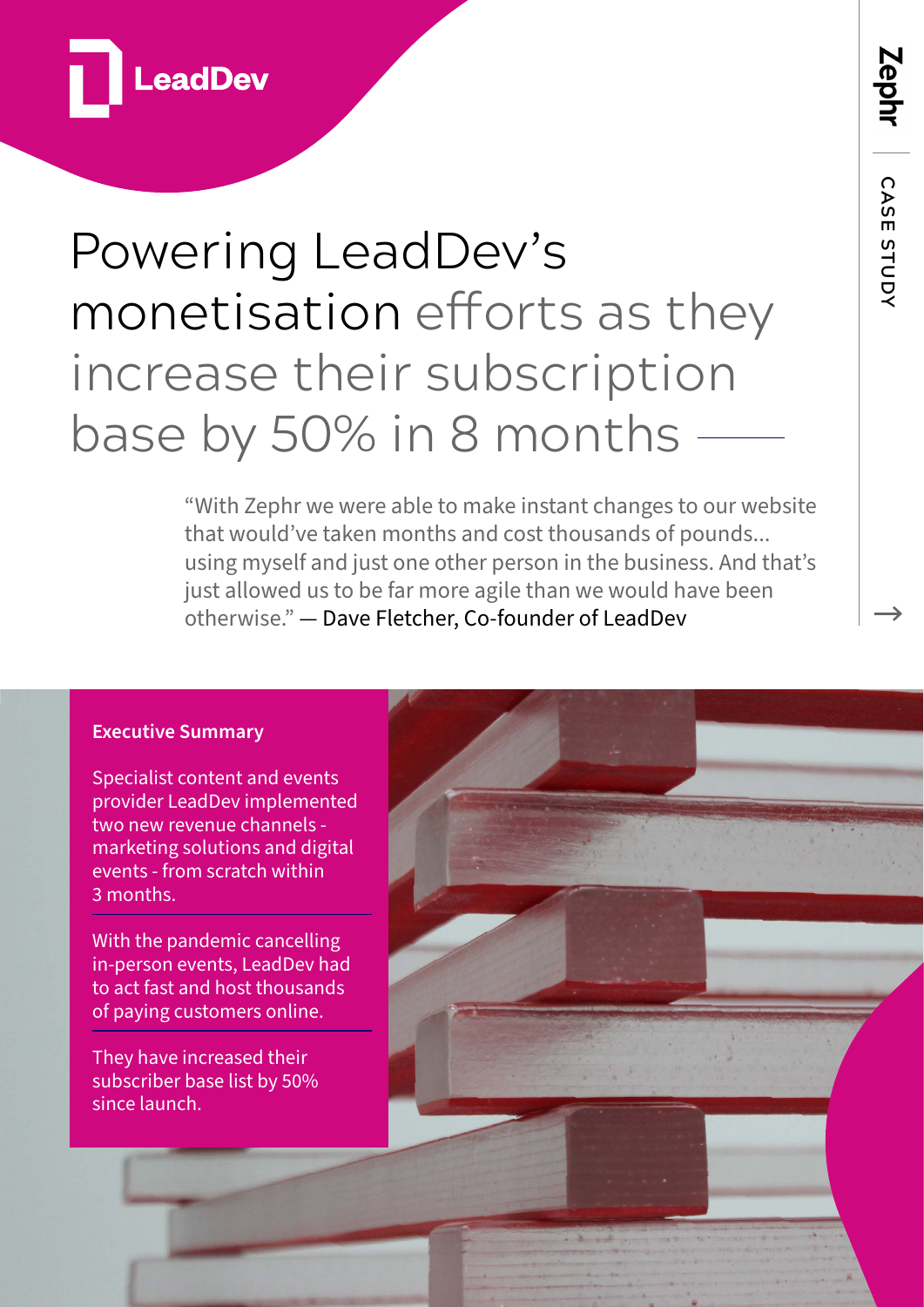LeadDev

# Powering LeadDev's monetisation efforts as they increase their subscription base by 50% in 8 months

"With Zephr we were able to make instant changes to our website that would've taken months and cost thousands of pounds... using myself and just one other person in the business. And that's just allowed us to be far more agile than we would have been otherwise." — Dave Fletcher, Co-founder of LeadDev

Zephr | CASE STUDY

**Executive Summary**

Specialist content and events provider LeadDev implemented two new revenue channels - marketing solutions and digital events - from scratch within 3 months.

With the pandemic cancelling in-person events, LeadDev had to act fast and host thousands of paying customers online.

They have increased their subscriber base list by 50% since launch.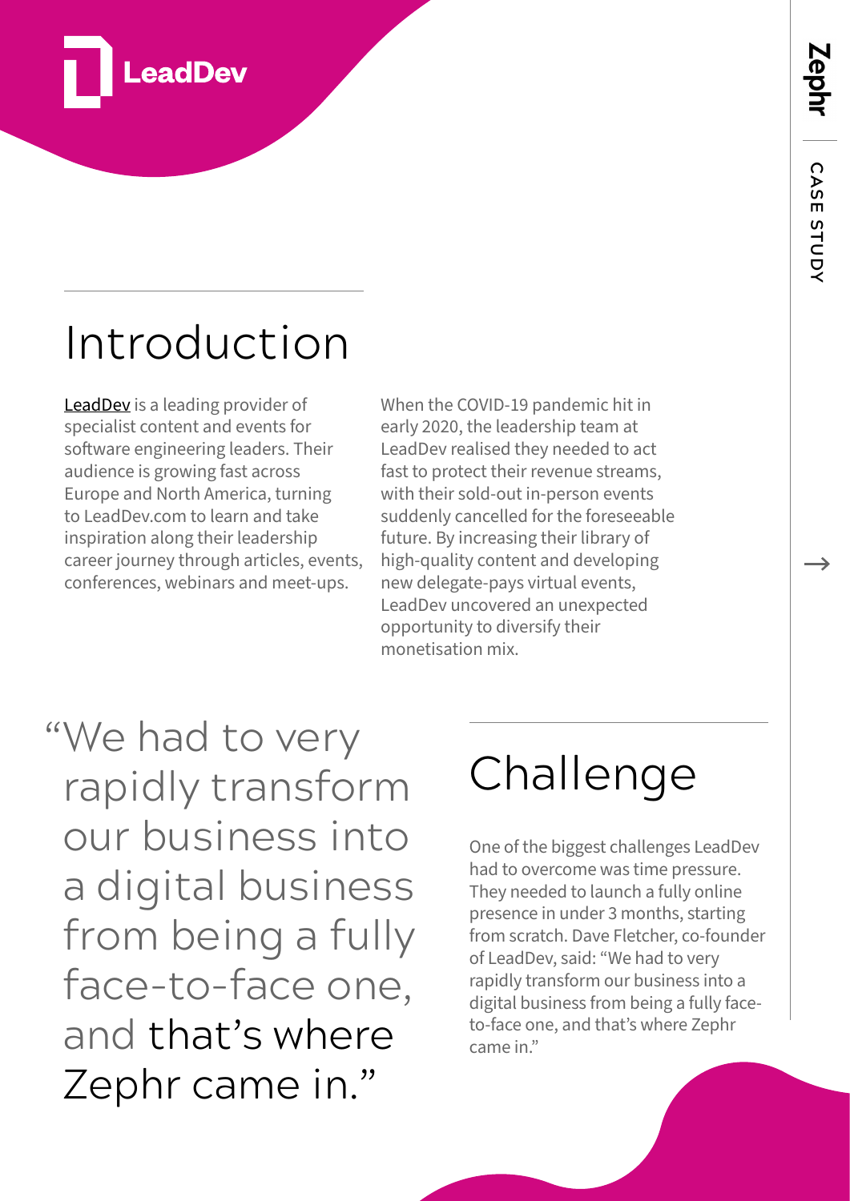# Introduction

LeadDev is a leading provider of specialist content and events for software engineering leaders. Their audience is growing fast across Europe and North America, turning to LeadDev.com to learn and take inspiration along their leadership career journey through articles, events, conferences, webinars and meet-ups.

When the COVID-19 pandemic hit in early 2020, the leadership team at LeadDev realised they needed to act fast to protect their revenue streams, with their sold-out in-person events suddenly cancelled for the foreseeable future. By increasing their library of high-quality content and developing new delegate-pays virtual events, LeadDev uncovered an unexpected opportunity to diversify their monetisation mix.

> "We had to very rapidly transform our business into a digital business from being a fully face-to-face one, and that's where Zephr came in."

# Challenge

One of the biggest challenges LeadDev had to overcome was time pressure. They needed to launch a fully online presence in under 3 months, starting from scratch. Dave Fletcher, co-founder of LeadDev, said: "We had to very rapidly transform our business into a digital business from being a fully face-to-face one, and that's where Zephr came in."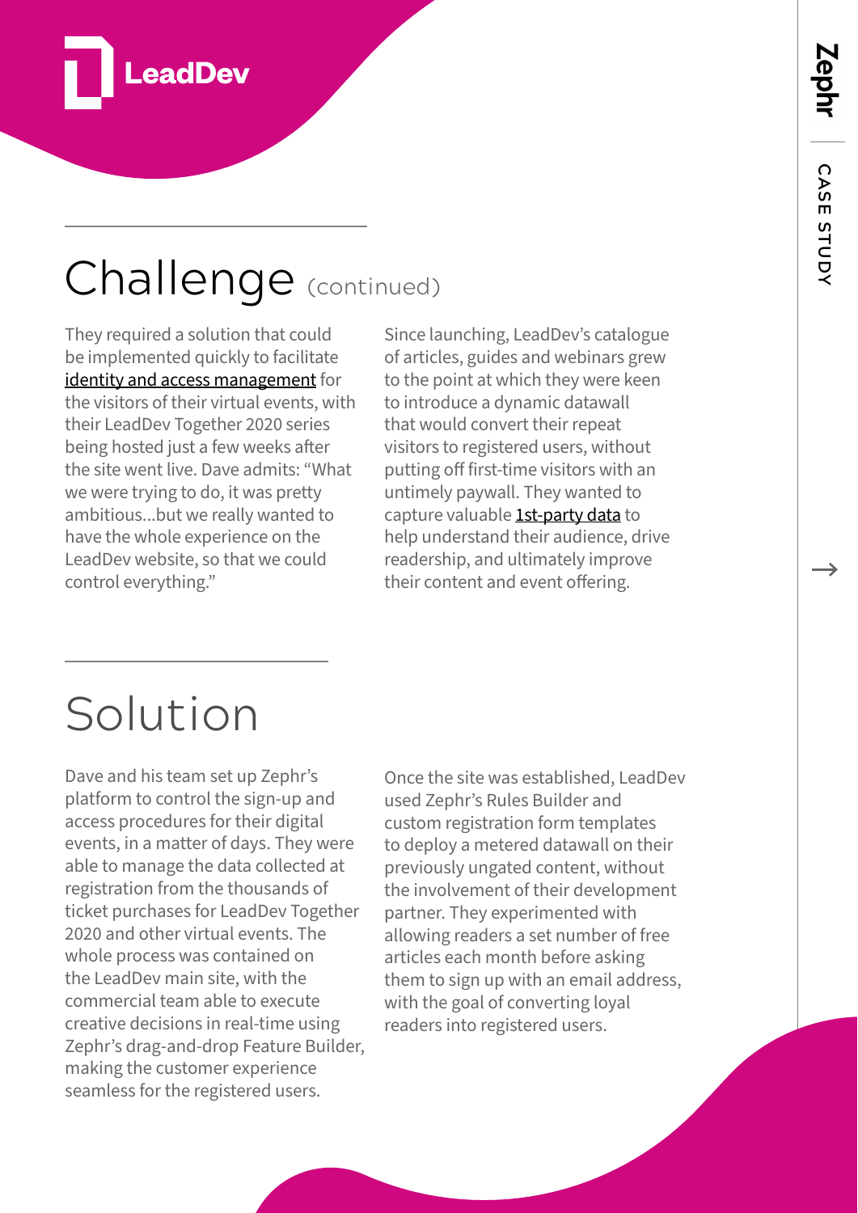## Challenge (continued)

They required a solution that could be implemented quickly to facilitate identity and access management for the visitors of their virtual events, with their LeadDev Together 2020 series being hosted just a few weeks after the site went live. Dave admits: "What we were trying to do, it was pretty ambitious...but we really wanted to have the whole experience on the LeadDev website, so that we could control everything."

Since launching, LeadDev's catalogue of articles, guides and webinars grew to the point at which they were keen to introduce a dynamic datawall that would convert their repeat visitors to registered users, without putting off first-time visitors with an untimely paywall. They wanted to capture valuable 1st-party data to help understand their audience, drive readership, and ultimately improve their content and event offering.

## Solution

Dave and his team set up Zephr's platform to control the sign-up and access procedures for their digital events, in a matter of days. They were able to manage the data collected at registration from the thousands of ticket purchases for LeadDev Together 2020 and other virtual events. The whole process was contained on the LeadDev main site, with the commercial team able to execute creative decisions in real-time using Zephr's drag-and-drop Feature Builder, making the customer experience seamless for the registered users.

Once the site was established, LeadDev used Zephr's Rules Builder and custom registration form templates to deploy a metered datawall on their previously ungated content, without the involvement of their development partner. They experimented with allowing readers a set number of free articles each month before asking them to sign up with an email address, with the goal of converting loyal readers into registered users.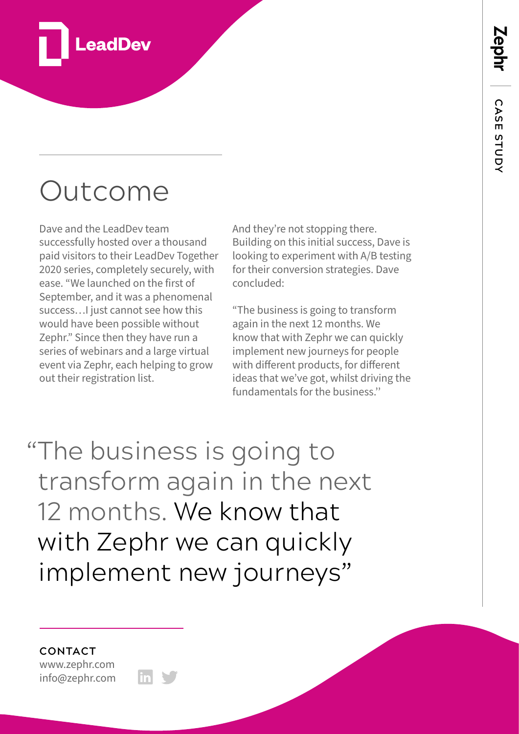LeadDev

# Outcome

Dave and the LeadDev team successfully hosted over a thousand paid visitors to their LeadDev Together 2020 series, completely securely, with ease. "We launched on the first of September, and it was a phenomenal success…I just cannot see how this would have been possible without Zephr." Since then they have run a series of webinars and a large virtual event via Zephr, each helping to grow out their registration list.

And they're not stopping there. Building on this initial success, Dave is looking to experiment with A/B testing for their conversion strategies. Dave concluded:

"The business is going to transform again in the next 12 months. We know that with Zephr we can quickly implement new journeys for people with different products, for different ideas that we've got, whilst driving the fundamentals for the business."

> "The business is going to transform again in the next 12 months. We know that with Zephr we can quickly implement new journeys"

**CONTACT**
www.zephr.com
info@zephr.com